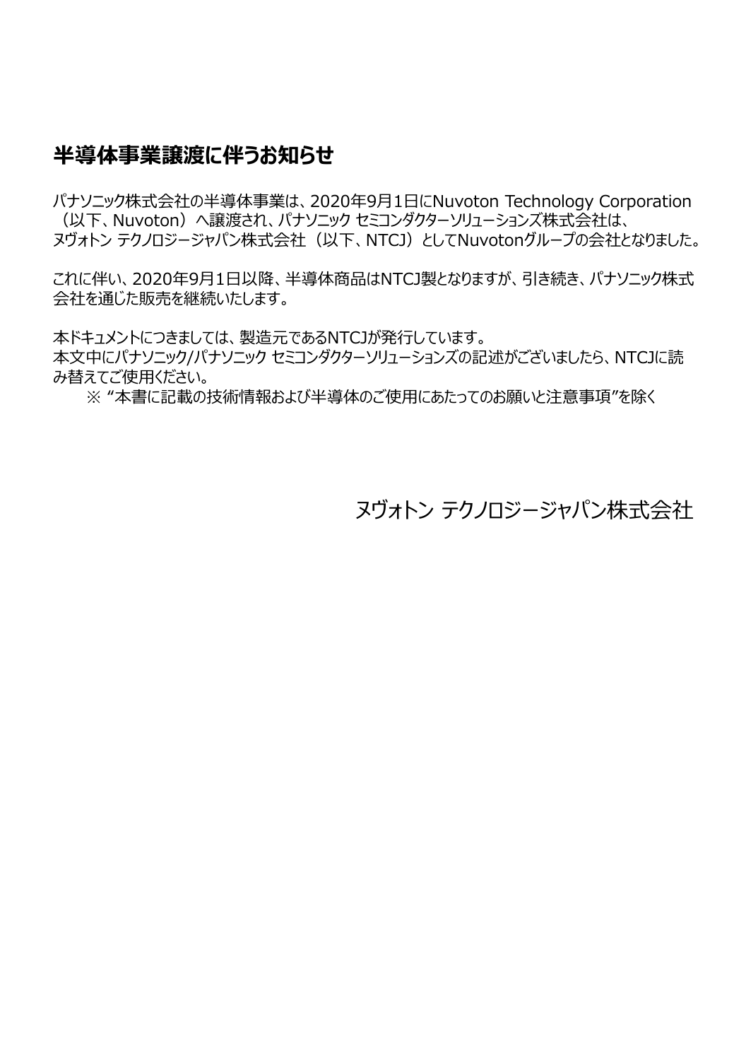# 半導体事業譲渡に伴うお知らせ

パナソニック株式会社の半導体事業は、2020年9月1日にNuvoton Technology Corporation（以下、Nuvoton）へ譲渡され、パナソニック セミコンダクターソリューションズ株式会社は、ヌヴォトン テクノロジージャパン株式会社（以下、NTCJ）としてNuvotonグループの会社となりました。

これに伴い、2020年9月1日以降、半導体商品はNTCJ製となりますが、引き続き、パナソニック株式会社を通じた販売を継続いたします。

本ドキュメントにつきましては、製造元であるNTCJが発行しています。
本文中にパナソニック/パナソニック セミコンダクターソリューションズの記述がございましたら、NTCJに読み替えてご使用ください。

※ “本書に記載の技術情報および半導体のご使用にあたってのお願いと注意事項”を除く

ヌヴォトン テクノロジージャパン株式会社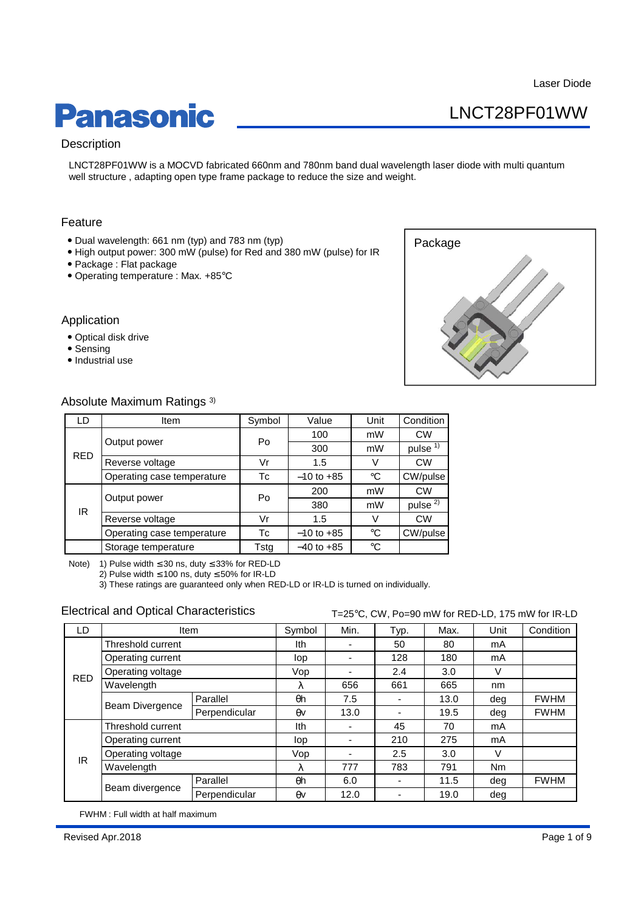Laser Diode

# Panasonic LNCT28PF01WW

## Description

LNCT28PF01WW is a MOCVD fabricated 660nm and 780nm band dual wavelength laser diode with multi quantum well structure , adapting open type frame package to reduce the size and weight.

## Feature

- Dual wavelength: 661 nm (typ) and 783 nm (typ)
- High output power: 300 mW (pulse) for Red and 380 mW (pulse) for IR
- Package : Flat package
- Operating temperature : Max. +85℃

## Package

## Application

- Optical disk drive
- Sensing
- Industrial use

## Absolute Maximum Ratings [3]

| LD | Item | Symbol | Value | Unit | Condition |
|---|---|---|---|---|---|
| RED | Output power | Po | 100 | mW | CW |
| | | | 300 | mW | pulse [1] |
| | Reverse voltage | Vr | 1.5 | V | CW |
| | Operating case temperature | Tc | −10 to +85 | ℃ | CW/pulse |
| IR | Output power | Po | 200 | mW | CW |
| | | | 380 | mW | pulse [2] |
| | Reverse voltage | Vr | 1.5 | V | CW |
| | Operating case temperature | Tc | −10 to +85 | ℃ | CW/pulse |
| | Storage temperature | Tstg | −40 to +85 | ℃ | |

Note) 1) Pulse width ≤30 ns, duty ≤33% for RED-LD
2) Pulse width ≤100 ns, duty ≤50% for IR-LD
3) These ratings are guaranteed only when RED-LD or IR-LD is turned on individually.

## Electrical and Optical Characteristics

T=25℃, CW, Po=90 mW for RED-LD, 175 mW for IR-LD

| LD | Item | | Symbol | Min. | Typ. | Max. | Unit | Condition |
|---|---|---|---|---|---|---|---|---|
| RED | Threshold current | | Ith | - | 50 | 80 | mA | |
| | Operating current | | Iop | - | 128 | 180 | mA | |
| | Operating voltage | | Vop | - | 2.4 | 3.0 | V | |
| | Wavelength | | λ | 656 | 661 | 665 | nm | |
| | Beam Divergence | Parallel | θh | 7.5 | - | 13.0 | deg | FWHM |
| | | Perpendicular | θv | 13.0 | - | 19.5 | deg | FWHM |
| IR | Threshold current | | Ith | - | 45 | 70 | mA | |
| | Operating current | | Iop | - | 210 | 275 | mA | |
| | Operating voltage | | Vop | - | 2.5 | 3.0 | V | |
| | Wavelength | | λ | 777 | 783 | 791 | Nm | |
| | Beam divergence | Parallel | θh | 6.0 | - | 11.5 | deg | FWHM |
| | | Perpendicular | θv | 12.0 | - | 19.0 | deg | |

FWHM : Full width at half maximum

Revised Apr.2018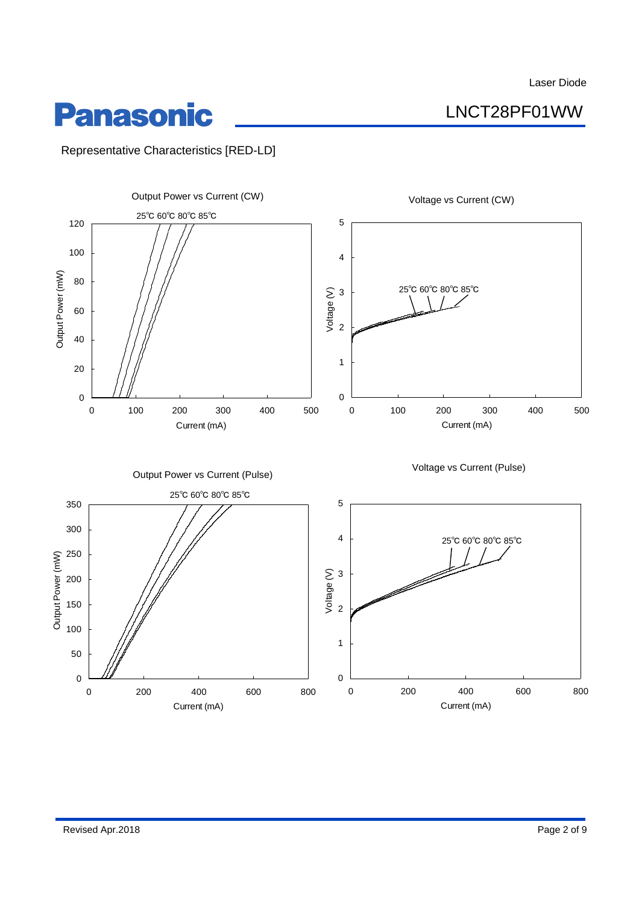## Representative Characteristics [RED-LD]

Output Power vs Current (CW)

25℃ 60℃ 80℃ 85℃

Output Power (mW)

Current (mA)

Voltage vs Current (CW)

25℃ 60℃ 80℃ 85℃

Voltage (V)

Current (mA)

Output Power vs Current (Pulse)

25℃ 60℃ 80℃ 85℃

Output Power (mW)

Current (mA)

Voltage vs Current (Pulse)

25℃ 60℃ 80℃ 85℃

Voltage (V)

Current (mA)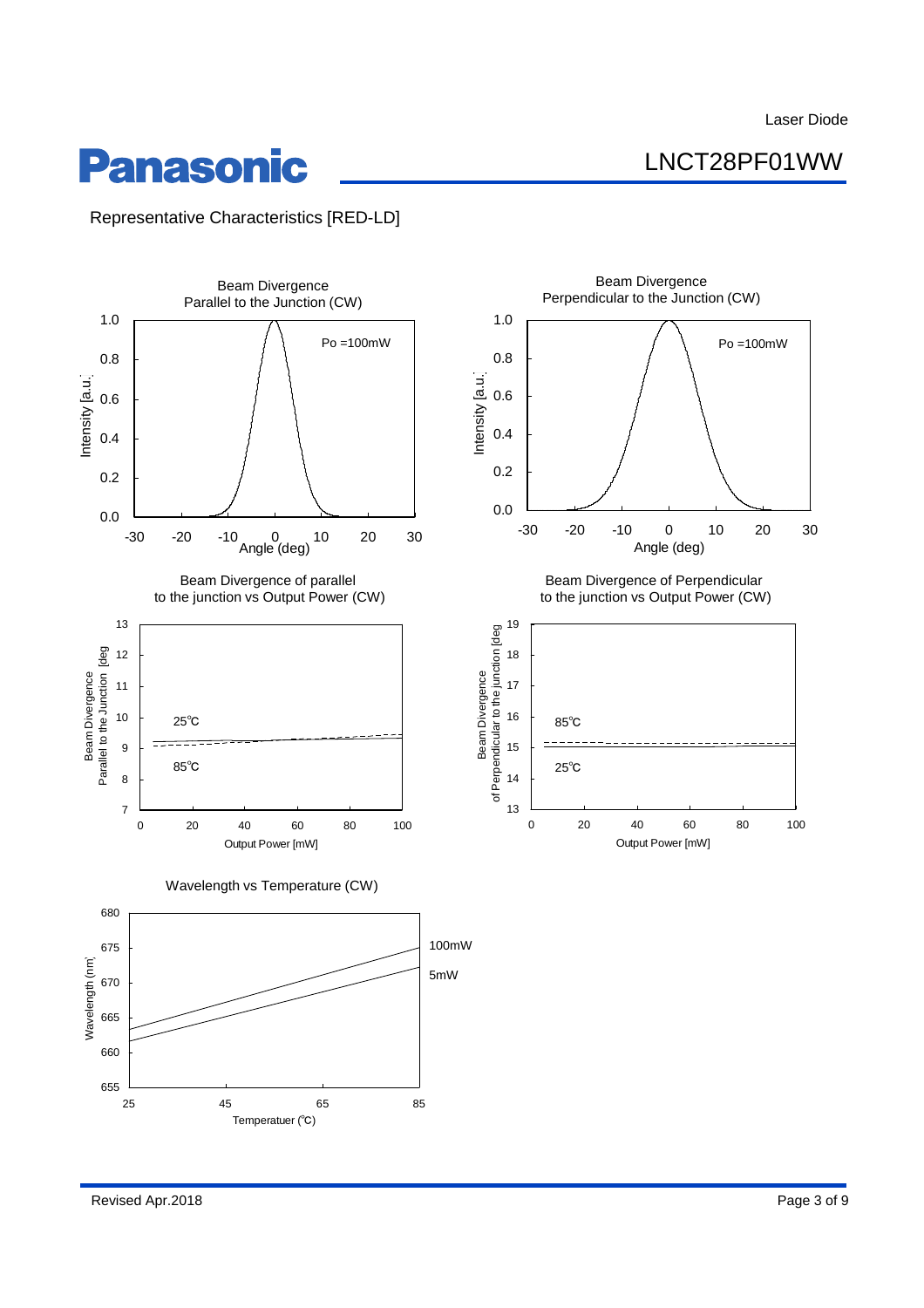## Representative Characteristics [RED-LD]

**Beam Divergence Parallel to the Junction (CW)**

Po =100mW

Intensity [a.u.] vs Angle (deg)

**Beam Divergence Perpendicular to the Junction (CW)**

Po =100mW

Intensity [a.u.] vs Angle (deg)

**Beam Divergence of parallel to the junction vs Output Power (CW)**

25℃, 85℃

Beam Divergence Parallel to the Junction [deg] vs Output Power [mW]

**Beam Divergence of Perpendicular to the junction vs Output Power (CW)**

85℃, 25℃

Beam Divergence of Perpendicular to the junction [deg] vs Output Power [mW]

**Wavelength vs Temperature (CW)**

100mW, 5mW

Wavelength (nm) vs Temperatuer (℃)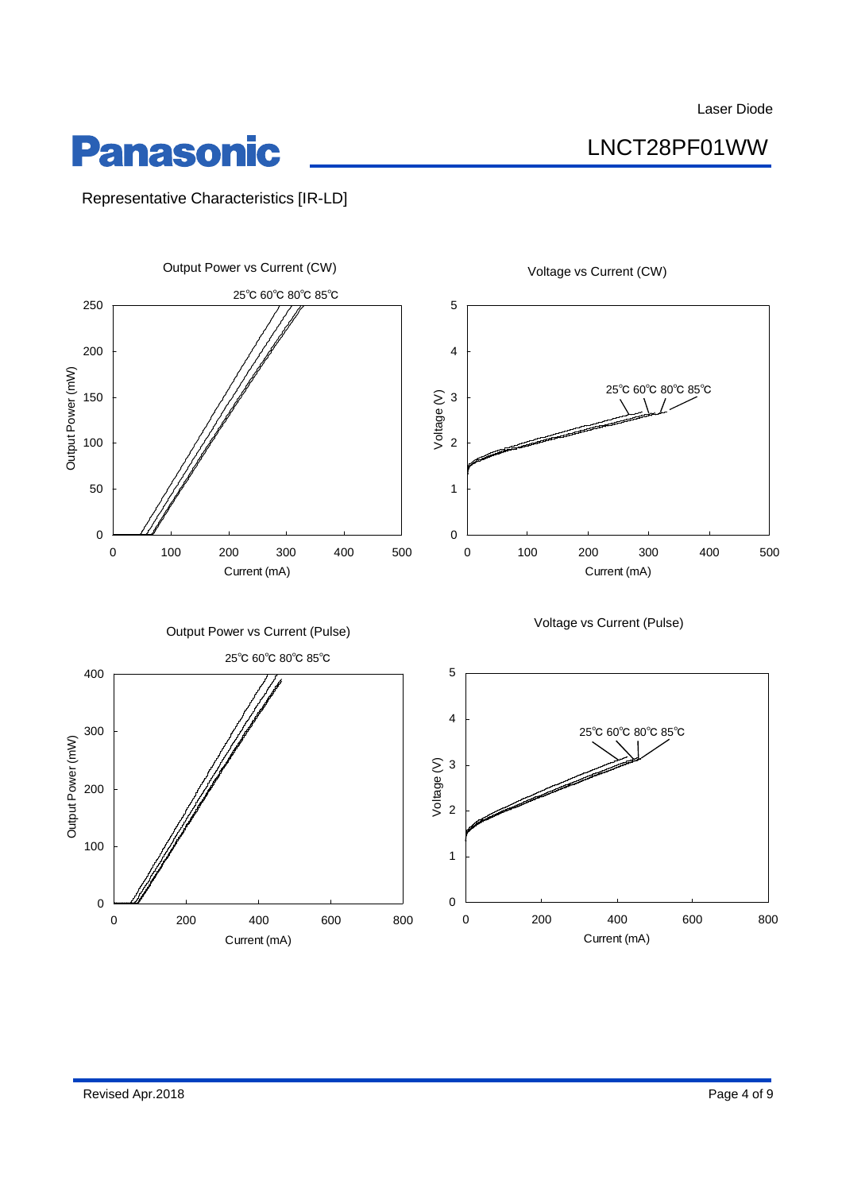Laser Diode

# Panasonic

## LNCT28PF01WW

Representative Characteristics [IR-LD]

Output Power vs Current (CW)

25℃ 60℃ 80℃ 85℃

Output Power (mW): 0, 50, 100, 150, 200, 250

Current (mA): 0, 100, 200, 300, 400, 500

Voltage vs Current (CW)

25℃ 60℃ 80℃ 85℃

Voltage (V): 0, 1, 2, 3, 4, 5

Current (mA): 0, 100, 200, 300, 400, 500

Output Power vs Current (Pulse)

25℃ 60℃ 80℃ 85℃

Output Power (mW): 0, 100, 200, 300, 400

Current (mA): 0, 200, 400, 600, 800

Voltage vs Current (Pulse)

25℃ 60℃ 80℃ 85℃

Voltage (V): 0, 1, 2, 3, 4, 5

Current (mA): 0, 200, 400, 600, 800

Revised Apr.2018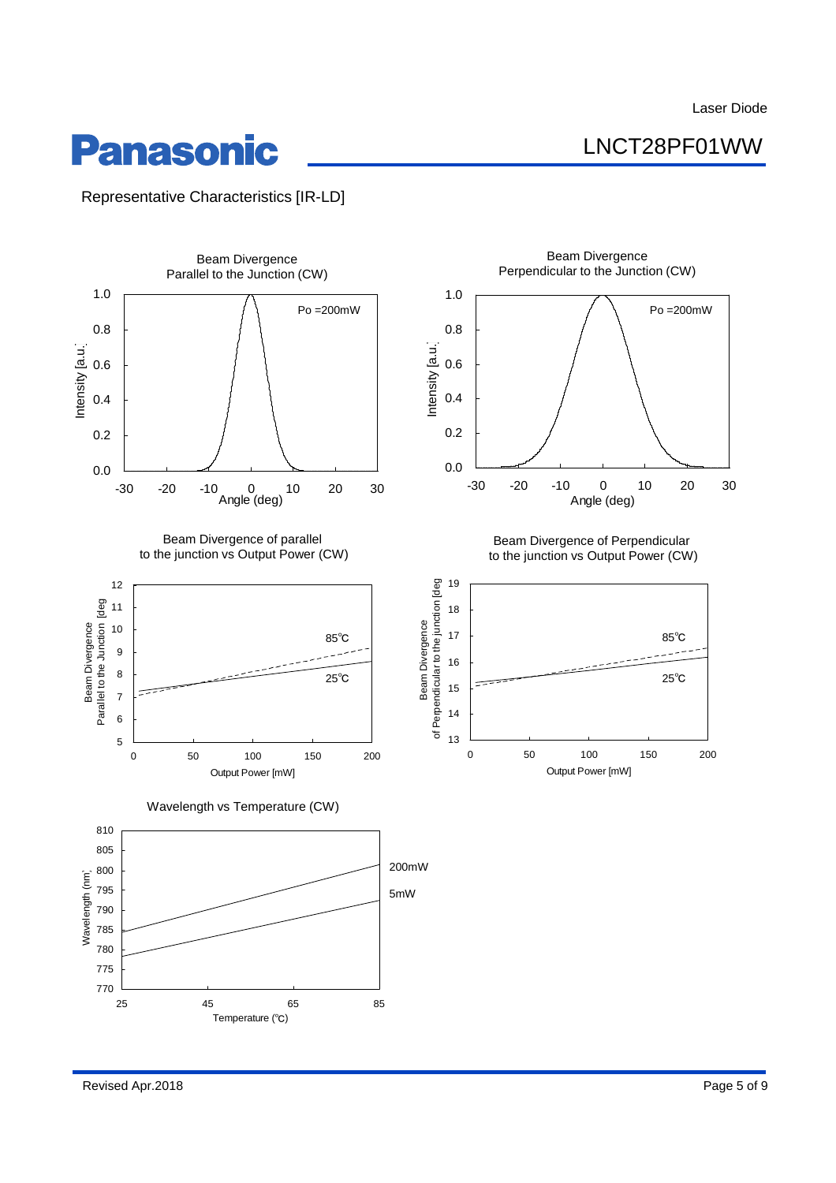## Representative Characteristics [IR-LD]

**Beam Divergence Parallel to the Junction (CW)**

Po =200mW

Intensity [a.u.] vs Angle (deg)

**Beam Divergence Perpendicular to the Junction (CW)**

Po =200mW

Intensity [a.u.] vs Angle (deg)

**Beam Divergence of parallel to the junction vs Output Power (CW)**

Beam Divergence Parallel to the Junction [deg] vs Output Power [mW]

85℃

25℃

**Beam Divergence of Perpendicular to the junction vs Output Power (CW)**

Beam Divergence of Perpendicular to the junction [deg] vs Output Power [mW]

85℃

25℃

**Wavelength vs Temperature (CW)**

Wavelength (nm) vs Temperature (℃)

200mW

5mW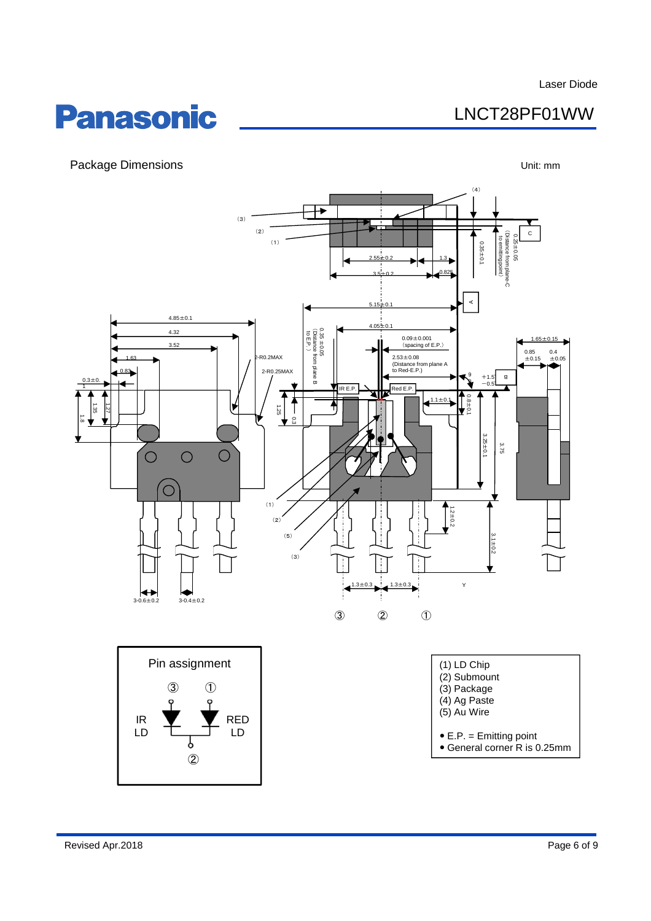## Package Dimensions

Unit: mm

(1) LD Chip
(2) Submount
(3) Package
(4) Ag Paste
(5) Au Wire

- E.P. = Emitting point
- General corner R is 0.25mm

### Pin assignment

③ ①

IR LD — RED LD

②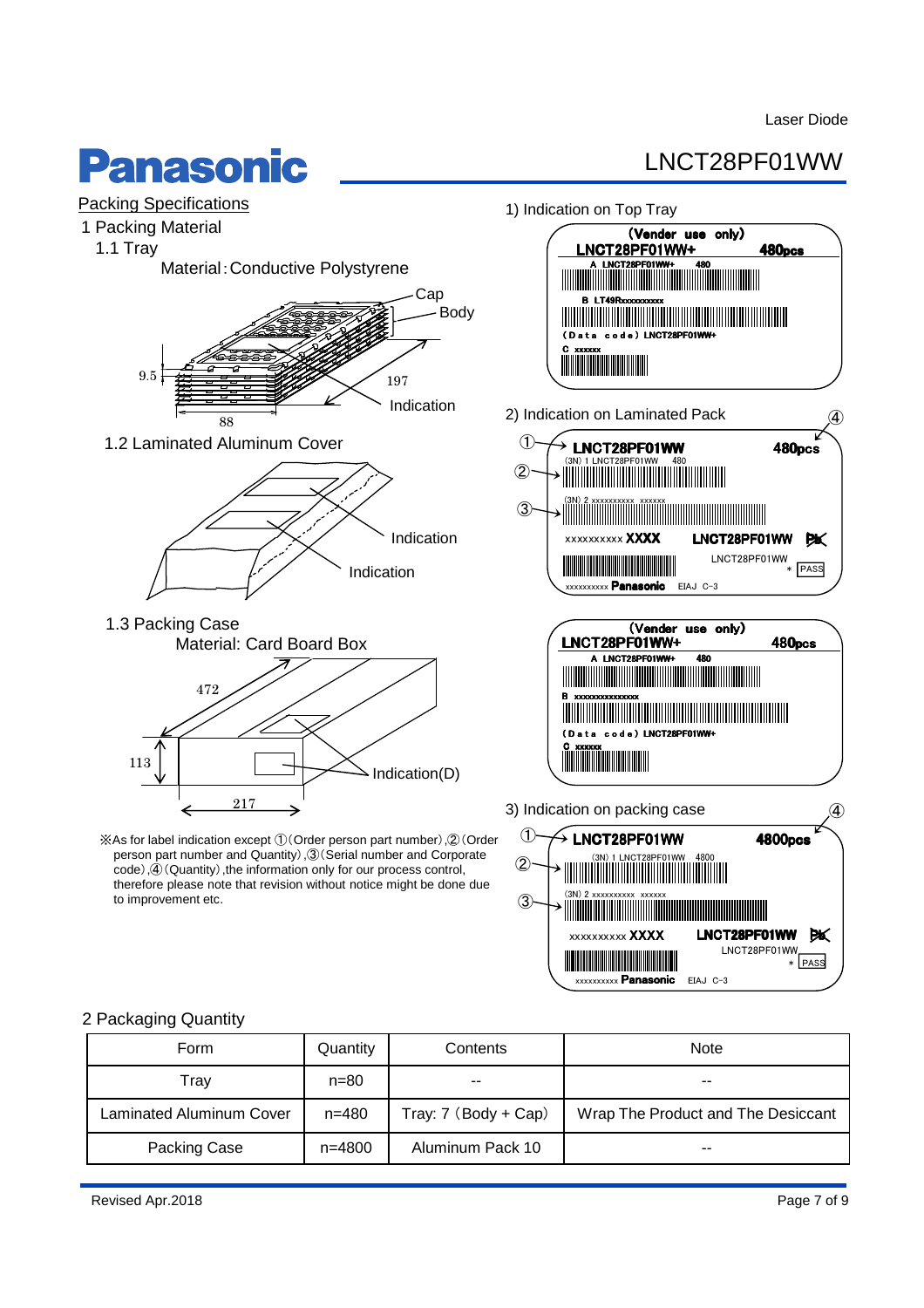# LNCT28PF01WW

## Packing Specifications

### 1 Packing Material

#### 1.1 Tray

Material：Conductive Polystyrene

Cap

Body

9.5

197

Indication

88

#### 1.2 Laminated Aluminum Cover

Indication

Indication

#### 1.3 Packing Case

Material: Card Board Box

472

113

Indication(D)

217

※As for label indication except ①(Order person part number),②(Order person part number and Quantity),③(Serial number and Corporate code),④(Quantity),the information only for our process control, therefore please note that revision without notice might be done due to improvement etc.

1) Indication on Top Tray

(Vender use only)
LNCT28PF01WW+ 480pcs
A LNCT28PF01WW+ 480
B LT49Rxxxxxxxxxx
(Data code) LNCT28PF01WW+
C xxxxxx

2) Indication on Laminated Pack

① LNCT28PF01WW ④ 480pcs
(3N) 1 LNCT28PF01WW 480
② (3N) 2 xxxxxxxxxx xxxxxx
③
xxxxxxxxxx XXXX LNCT28PF01WW Pb
LNCT28PF01WW
\* PASS
xxxxxxxxxx Panasonic EIAJ C-3

(Vender use only)
LNCT28PF01WW+ 480pcs
A LNCT28PF01WW+ 480
B xxxxxxxxxxxxxxx
(Data code) LNCT28PF01WW+
C xxxxxx

3) Indication on packing case

① LNCT28PF01WW ④ 4800pcs
(3N) 1 LNCT28PF01WW 4800
② (3N) 2 xxxxxxxxxx xxxxxx
③
xxxxxxxxxx XXXX LNCT28PF01WW Pb
LNCT28PF01WW
\* PASS
xxxxxxxxxx Panasonic EIAJ C-3

### 2 Packaging Quantity

| Form | Quantity | Contents | Note |
|---|---|---|---|
| Tray | n=80 | -- | -- |
| Laminated Aluminum Cover | n=480 | Tray: 7（Body + Cap） | Wrap The Product and The Desiccant |
| Packing Case | n=4800 | Aluminum Pack 10 | -- |

Revised Apr.2018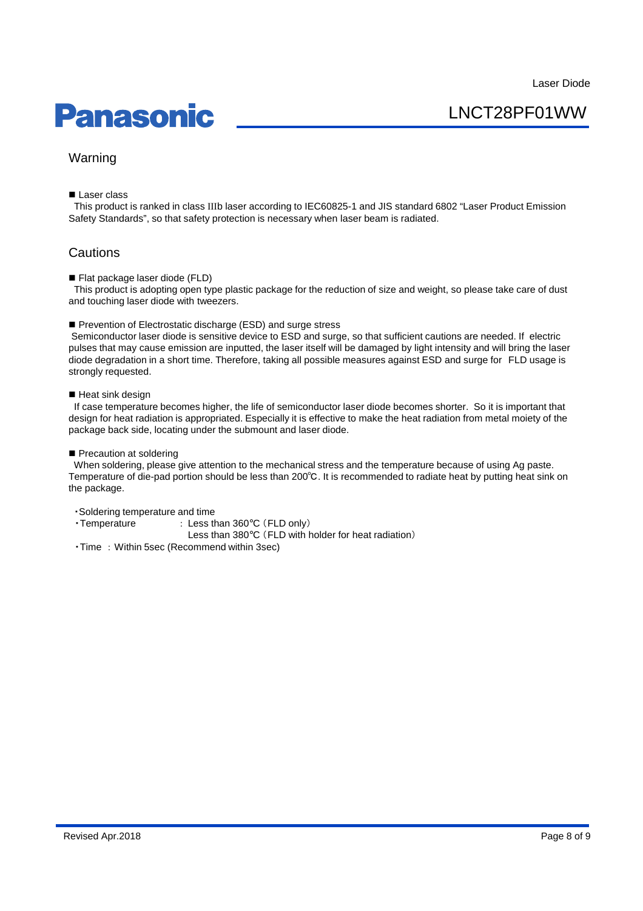## Warning

■ Laser class

This product is ranked in class IIIb laser according to IEC60825-1 and JIS standard 6802 "Laser Product Emission Safety Standards", so that safety protection is necessary when laser beam is radiated.

## Cautions

■ Flat package laser diode (FLD)

This product is adopting open type plastic package for the reduction of size and weight, so please take care of dust and touching laser diode with tweezers.

■ Prevention of Electrostatic discharge (ESD) and surge stress

Semiconductor laser diode is sensitive device to ESD and surge, so that sufficient cautions are needed. If electric pulses that may cause emission are inputted, the laser itself will be damaged by light intensity and will bring the laser diode degradation in a short time. Therefore, taking all possible measures against ESD and surge for FLD usage is strongly requested.

■ Heat sink design

If case temperature becomes higher, the life of semiconductor laser diode becomes shorter. So it is important that design for heat radiation is appropriated. Especially it is effective to make the heat radiation from metal moiety of the package back side, locating under the submount and laser diode.

■ Precaution at soldering

When soldering, please give attention to the mechanical stress and the temperature because of using Ag paste. Temperature of die-pad portion should be less than 200℃. It is recommended to radiate heat by putting heat sink on the package.

・Soldering temperature and time

・Temperature : Less than 360℃ (FLD only)
Less than 380℃ (FLD with holder for heat radiation)

・Time : Within 5sec (Recommend within 3sec)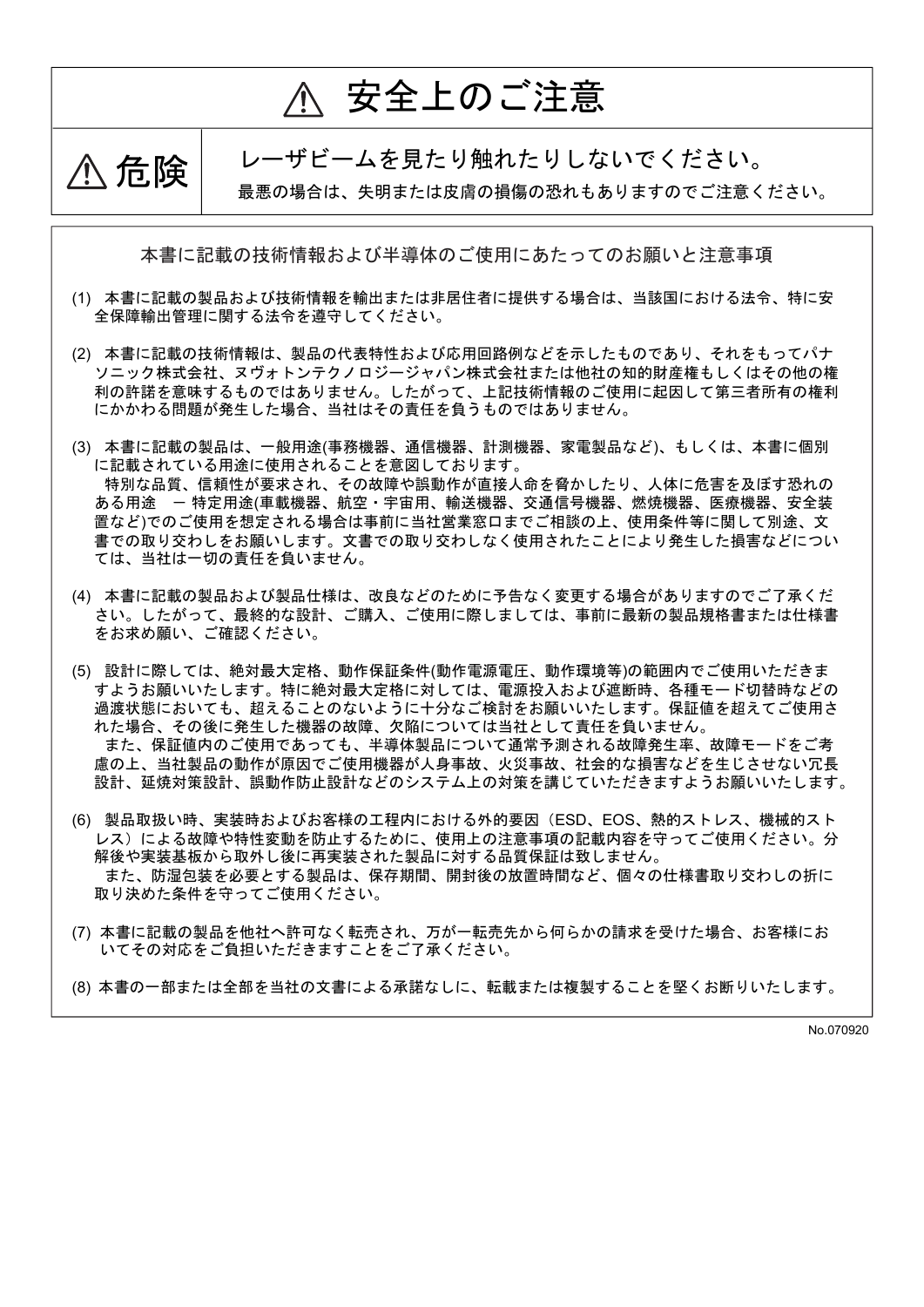# ⚠ 安全上のご注意

| | |
|---|---|
| ⚠ 危険 | レーザビームを見たり触れたりしないでください。<br>最悪の場合は、失明または皮膚の損傷の恐れもありますのでご注意ください。 |

## 本書に記載の技術情報および半導体のご使用にあたってのお願いと注意事項

(1) 本書に記載の製品および技術情報を輸出または非居住者に提供する場合は、当該国における法令、特に安全保障輸出管理に関する法令を遵守してください。

(2) 本書に記載の技術情報は、製品の代表特性および応用回路例などを示したものであり、それをもってパナソニック株式会社、ヌヴォトンテクノロジージャパン株式会社または他社の知的財産権もしくはその他の権利の許諾を意味するものではありません。したがって、上記技術情報のご使用に起因して第三者所有の権利にかかわる問題が発生した場合、当社はその責任を負うものではありません。

(3) 本書に記載の製品は、一般用途(事務機器、通信機器、計測機器、家電製品など)、もしくは、本書に個別に記載されている用途に使用されることを意図しております。
特別な品質、信頼性が要求され、その故障や誤動作が直接人命を脅かしたり、人体に危害を及ぼす恐れのある用途 ー 特定用途(車載機器、航空・宇宙用、輸送機器、交通信号機器、燃焼機器、医療機器、安全装置など)でのご使用を想定される場合は事前に当社営業窓口までご相談の上、使用条件等に関して別途、文書での取り交わしをお願いします。文書での取り交わしなく使用されたことにより発生した損害などについては、当社は一切の責任を負いません。

(4) 本書に記載の製品および製品仕様は、改良などのために予告なく変更する場合がありますのでご了承ください。したがって、最終的な設計、ご購入、ご使用に際しましては、事前に最新の製品規格書または仕様書をお求め願い、ご確認ください。

(5) 設計に際しては、絶対最大定格、動作保証条件(動作電源電圧、動作環境等)の範囲内でご使用いただきますようお願いいたします。特に絶対最大定格に対しては、電源投入および遮断時、各種モード切替時などの過渡状態においても、超えることのないように十分なご検討をお願いいたします。保証値を超えてご使用された場合、その後に発生した機器の故障、欠陥については当社として責任を負いません。
また、保証値内のご使用であっても、半導体製品について通常予測される故障発生率、故障モードをご考慮の上、当社製品の動作が原因でご使用機器が人身事故、火災事故、社会的な損害などを生じさせない冗長設計、延焼対策設計、誤動作防止設計などのシステム上の対策を講じていただきますようお願いいたします。

(6) 製品取扱い時、実装時およびお客様の工程内における外的要因（ESD、EOS、熱的ストレス、機械的ストレス）による故障や特性変動を防止するために、使用上の注意事項の記載内容を守ってご使用ください。分解後や実装基板から取外し後に再実装された製品に対する品質保証は致しません。
また、防湿包装を必要とする製品は、保存期間、開封後の放置時間など、個々の仕様書取り交わしの折に取り決めた条件を守ってご使用ください。

(7) 本書に記載の製品を他社へ許可なく転売され、万が一転売先から何らかの請求を受けた場合、お客様においてその対応をご負担いただきますことをご了承ください。

(8) 本書の一部または全部を当社の文書による承諾なしに、転載または複製することを堅くお断りいたします。

No.070920